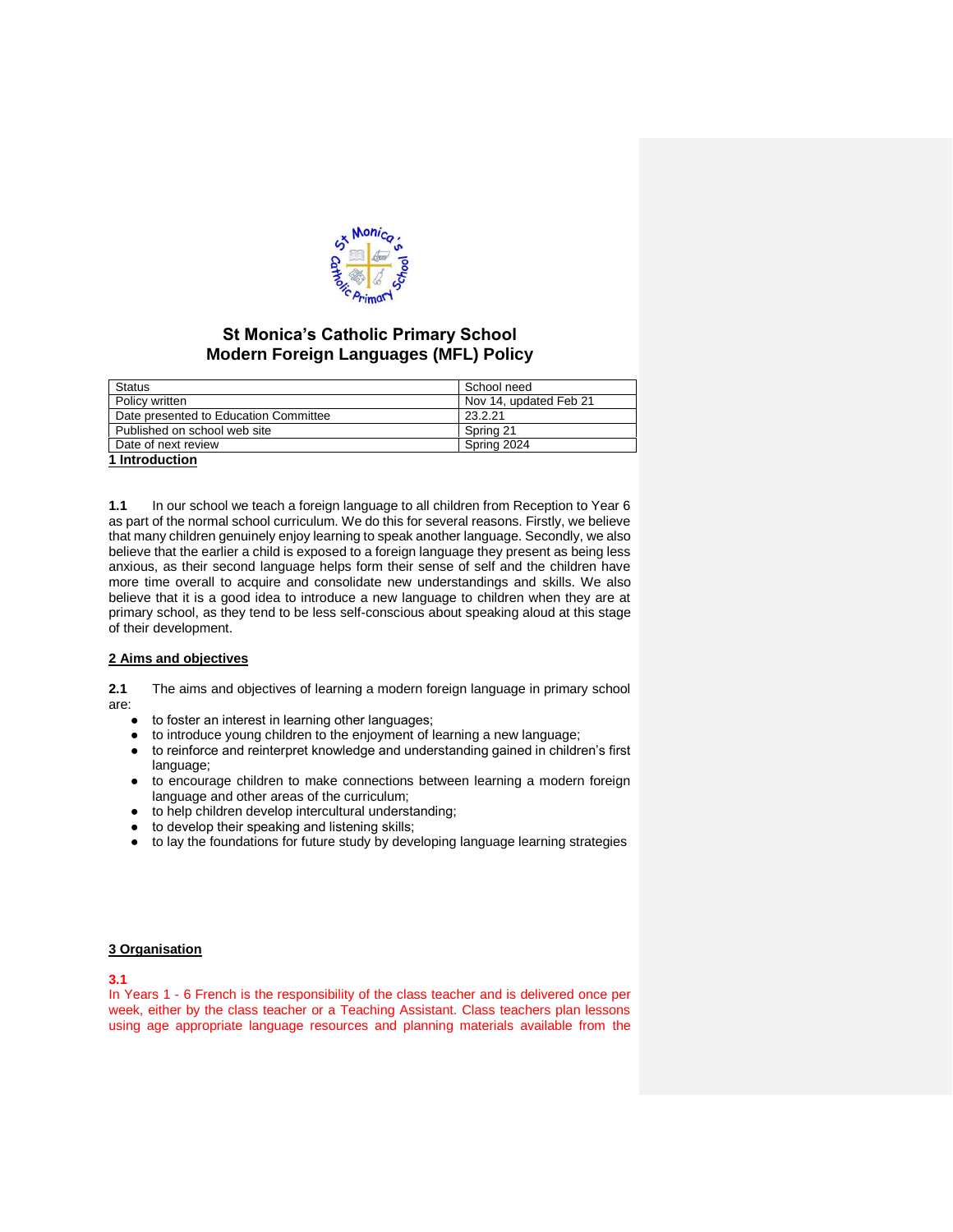# St Monica's Catholic Primary School
# Modern Foreign Languages (MFL) Policy

| | |
|---|---|
| Status | School need |
| Policy written | Nov 14, updated Feb 21 |
| Date presented to Education Committee | 23.2.21 |
| Published on school web site | Spring 21 |
| Date of next review | Spring 2024 |

## 1 Introduction

**1.1** In our school we teach a foreign language to all children from Reception to Year 6 as part of the normal school curriculum. We do this for several reasons. Firstly, we believe that many children genuinely enjoy learning to speak another language. Secondly, we also believe that the earlier a child is exposed to a foreign language they present as being less anxious, as their second language helps form their sense of self and the children have more time overall to acquire and consolidate new understandings and skills. We also believe that it is a good idea to introduce a new language to children when they are at primary school, as they tend to be less self-conscious about speaking aloud at this stage of their development.

## 2 Aims and objectives

**2.1** The aims and objectives of learning a modern foreign language in primary school are:

- to foster an interest in learning other languages;
- to introduce young children to the enjoyment of learning a new language;
- to reinforce and reinterpret knowledge and understanding gained in children's first language;
- to encourage children to make connections between learning a modern foreign language and other areas of the curriculum;
- to help children develop intercultural understanding;
- to develop their speaking and listening skills;
- to lay the foundations for future study by developing language learning strategies

## 3 Organisation

**3.1**
In Years 1 - 6 French is the responsibility of the class teacher and is delivered once per week, either by the class teacher or a Teaching Assistant. Class teachers plan lessons using age appropriate language resources and planning materials available from the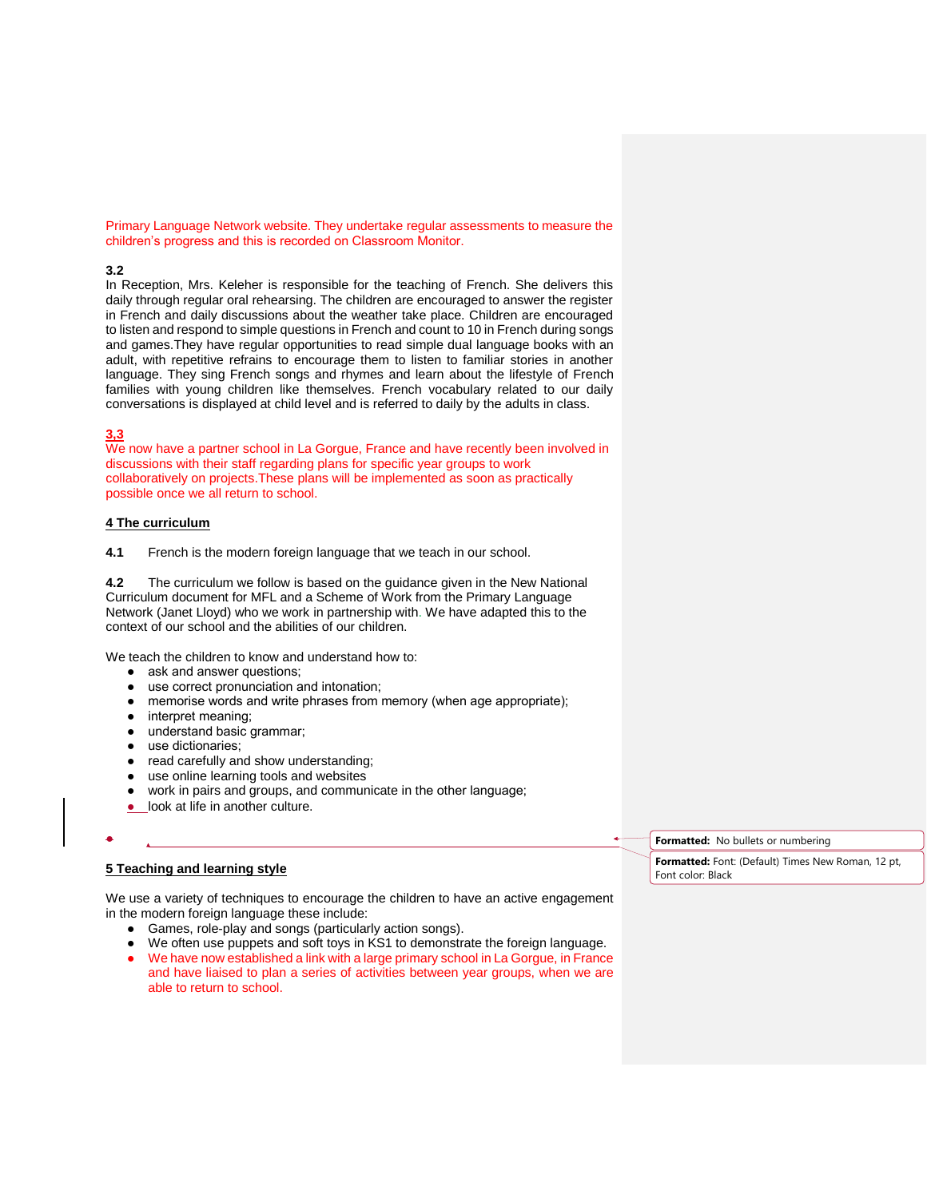Primary Language Network website. They undertake regular assessments to measure the children's progress and this is recorded on Classroom Monitor.

**3.2**
In Reception, Mrs. Keleher is responsible for the teaching of French. She delivers this daily through regular oral rehearsing. The children are encouraged to answer the register in French and daily discussions about the weather take place. Children are encouraged to listen and respond to simple questions in French and count to 10 in French during songs and games.They have regular opportunities to read simple dual language books with an adult, with repetitive refrains to encourage them to listen to familiar stories in another language. They sing French songs and rhymes and learn about the lifestyle of French families with young children like themselves. French vocabulary related to our daily conversations is displayed at child level and is referred to daily by the adults in class.

**3.3**
We now have a partner school in La Gorgue, France and have recently been involved in discussions with their staff regarding plans for specific year groups to work collaboratively on projects.These plans will be implemented as soon as practically possible once we all return to school.

## 4 The curriculum

**4.1** French is the modern foreign language that we teach in our school.

**4.2** The curriculum we follow is based on the guidance given in the New National Curriculum document for MFL and a Scheme of Work from the Primary Language Network (Janet Lloyd) who we work in partnership with. We have adapted this to the context of our school and the abilities of our children.

We teach the children to know and understand how to:

- ask and answer questions;
- use correct pronunciation and intonation;
- memorise words and write phrases from memory (when age appropriate);
- interpret meaning;
- understand basic grammar;
- use dictionaries;
- read carefully and show understanding;
- use online learning tools and websites
- work in pairs and groups, and communicate in the other language;
- look at life in another culture.

## 5 Teaching and learning style

We use a variety of techniques to encourage the children to have an active engagement in the modern foreign language these include:

- Games, role-play and songs (particularly action songs).
- We often use puppets and soft toys in KS1 to demonstrate the foreign language.
- We have now established a link with a large primary school in La Gorgue, in France and have liaised to plan a series of activities between year groups, when we are able to return to school.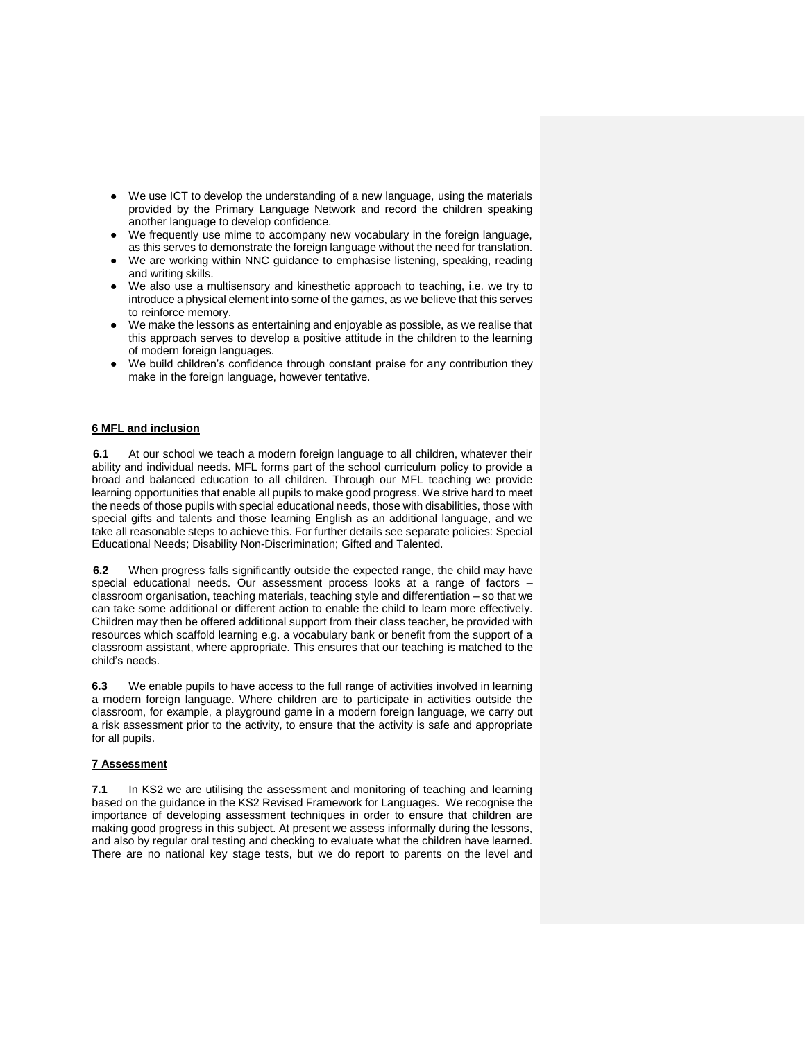- We use ICT to develop the understanding of a new language, using the materials provided by the Primary Language Network and record the children speaking another language to develop confidence.
- We frequently use mime to accompany new vocabulary in the foreign language, as this serves to demonstrate the foreign language without the need for translation.
- We are working within NNC guidance to emphasise listening, speaking, reading and writing skills.
- We also use a multisensory and kinesthetic approach to teaching, i.e. we try to introduce a physical element into some of the games, as we believe that this serves to reinforce memory.
- We make the lessons as entertaining and enjoyable as possible, as we realise that this approach serves to develop a positive attitude in the children to the learning of modern foreign languages.
- We build children's confidence through constant praise for any contribution they make in the foreign language, however tentative.

## 6 MFL and inclusion

**6.1** At our school we teach a modern foreign language to all children, whatever their ability and individual needs. MFL forms part of the school curriculum policy to provide a broad and balanced education to all children. Through our MFL teaching we provide learning opportunities that enable all pupils to make good progress. We strive hard to meet the needs of those pupils with special educational needs, those with disabilities, those with special gifts and talents and those learning English as an additional language, and we take all reasonable steps to achieve this. For further details see separate policies: Special Educational Needs; Disability Non-Discrimination; Gifted and Talented.

**6.2** When progress falls significantly outside the expected range, the child may have special educational needs. Our assessment process looks at a range of factors – classroom organisation, teaching materials, teaching style and differentiation – so that we can take some additional or different action to enable the child to learn more effectively. Children may then be offered additional support from their class teacher, be provided with resources which scaffold learning e.g. a vocabulary bank or benefit from the support of a classroom assistant, where appropriate. This ensures that our teaching is matched to the child's needs.

**6.3** We enable pupils to have access to the full range of activities involved in learning a modern foreign language. Where children are to participate in activities outside the classroom, for example, a playground game in a modern foreign language, we carry out a risk assessment prior to the activity, to ensure that the activity is safe and appropriate for all pupils.

## 7 Assessment

**7.1** In KS2 we are utilising the assessment and monitoring of teaching and learning based on the guidance in the KS2 Revised Framework for Languages. We recognise the importance of developing assessment techniques in order to ensure that children are making good progress in this subject. At present we assess informally during the lessons, and also by regular oral testing and checking to evaluate what the children have learned. There are no national key stage tests, but we do report to parents on the level and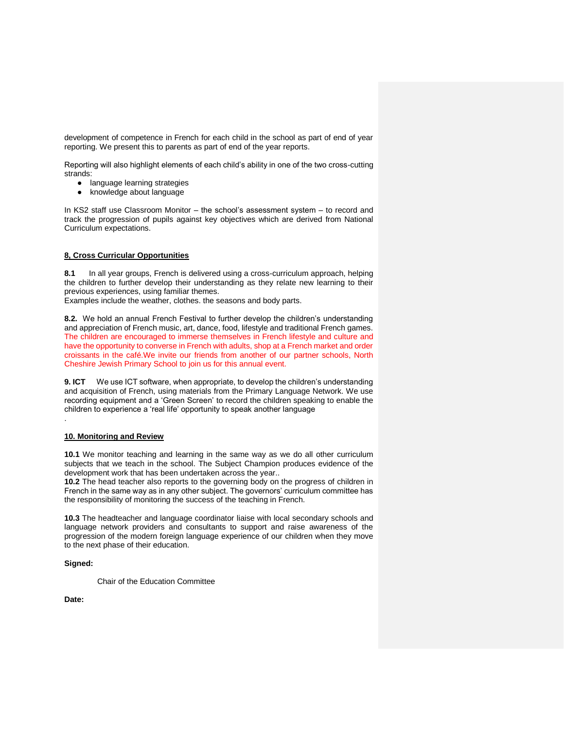development of competence in French for each child in the school as part of end of year reporting. We present this to parents as part of end of the year reports.

Reporting will also highlight elements of each child's ability in one of the two cross-cutting strands:

- language learning strategies
- knowledge about language

In KS2 staff use Classroom Monitor – the school's assessment system – to record and track the progression of pupils against key objectives which are derived from National Curriculum expectations.

## <u>8, Cross Curricular Opportunities</u>

**8.1** In all year groups, French is delivered using a cross-curriculum approach, helping the children to further develop their understanding as they relate new learning to their previous experiences, using familiar themes.
Examples include the weather, clothes. the seasons and body parts.

**8.2.** We hold an annual French Festival to further develop the children's understanding and appreciation of French music, art, dance, food, lifestyle and traditional French games. The children are encouraged to immerse themselves in French lifestyle and culture and have the opportunity to converse in French with adults, shop at a French market and order croissants in the café.We invite our friends from another of our partner schools, North Cheshire Jewish Primary School to join us for this annual event.

**9. ICT** We use ICT software, when appropriate, to develop the children's understanding and acquisition of French, using materials from the Primary Language Network. We use recording equipment and a 'Green Screen' to record the children speaking to enable the children to experience a 'real life' opportunity to speak another language
.

## <u>10. Monitoring and Review</u>

**10.1** We monitor teaching and learning in the same way as we do all other curriculum subjects that we teach in the school. The Subject Champion produces evidence of the development work that has been undertaken across the year..
**10.2** The head teacher also reports to the governing body on the progress of children in French in the same way as in any other subject. The governors' curriculum committee has the responsibility of monitoring the success of the teaching in French.

**10.3** The headteacher and language coordinator liaise with local secondary schools and language network providers and consultants to support and raise awareness of the progression of the modern foreign language experience of our children when they move to the next phase of their education.

**Signed:**

Chair of the Education Committee

**Date:**